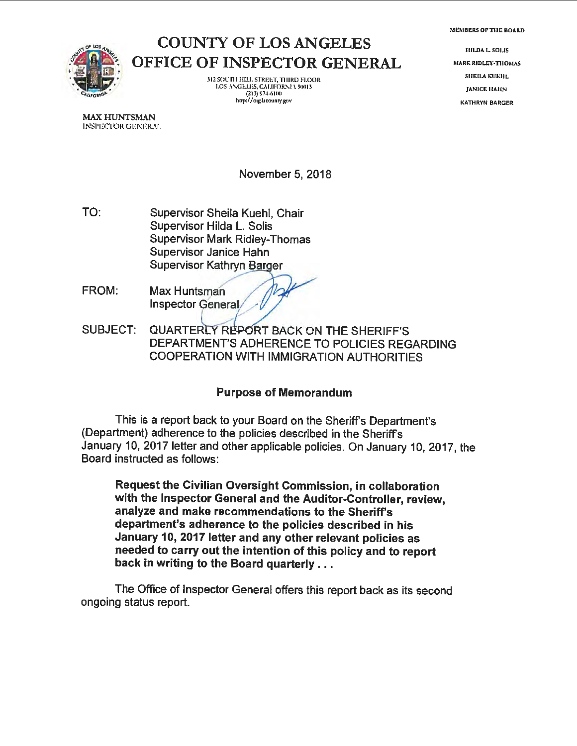# COUNTY OF LOS ANGELES
# OFFICE OF INSPECTOR GENERAL

312 SOUTH HILL STREET, THIRD FLOOR
LOS ANGELES, CALIFORNIA 90013
(213) 974-6100
http://oig.lacounty.gov

MEMBERS OF THE BOARD

HILDA L. SOLIS
MARK RIDLEY-THOMAS
SHEILA KUEHL
JANICE HAHN
KATHRYN BARGER

**MAX HUNTSMAN**
INSPECTOR GENERAL

November 5, 2018

TO: Supervisor Sheila Kuehl, Chair
Supervisor Hilda L. Solis
Supervisor Mark Ridley-Thomas
Supervisor Janice Hahn
Supervisor Kathryn Barger

FROM: Max Huntsman
Inspector General

SUBJECT: QUARTERLY REPORT BACK ON THE SHERIFF'S DEPARTMENT'S ADHERENCE TO POLICIES REGARDING COOPERATION WITH IMMIGRATION AUTHORITIES

## Purpose of Memorandum

This is a report back to your Board on the Sheriff's Department's (Department) adherence to the policies described in the Sheriff's January 10, 2017 letter and other applicable policies. On January 10, 2017, the Board instructed as follows:

> **Request the Civilian Oversight Commission, in collaboration with the Inspector General and the Auditor-Controller, review, analyze and make recommendations to the Sheriff's department's adherence to the policies described in his January 10, 2017 letter and any other relevant policies as needed to carry out the intention of this policy and to report back in writing to the Board quarterly . . .**

The Office of Inspector General offers this report back as its second ongoing status report.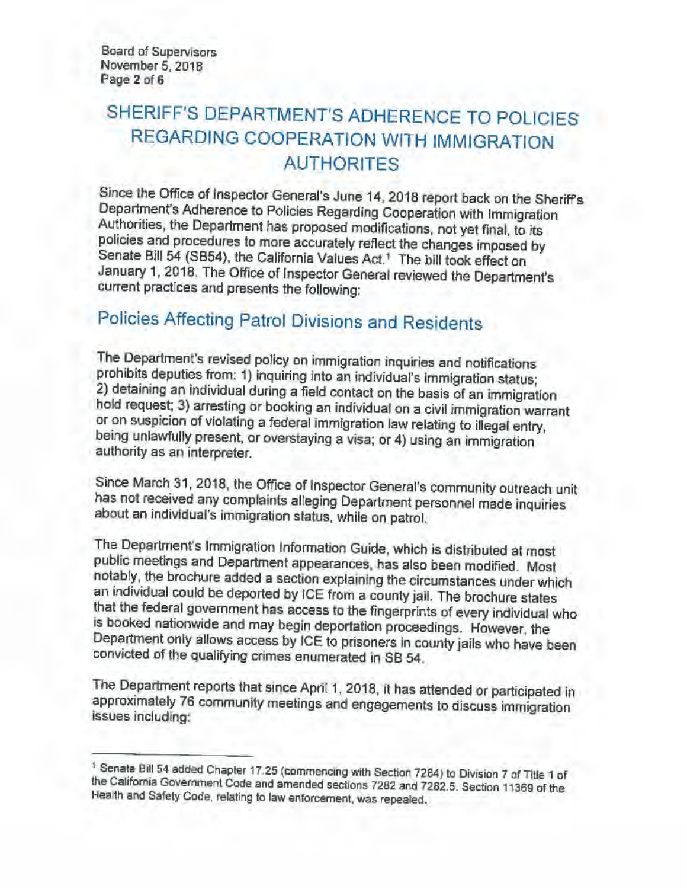# SHERIFF'S DEPARTMENT'S ADHERENCE TO POLICIES REGARDING COOPERATION WITH IMMIGRATION AUTHORITES

Since the Office of Inspector General's June 14, 2018 report back on the Sheriff's Department's Adherence to Policies Regarding Cooperation with Immigration Authorities, the Department has proposed modifications, not yet final, to its policies and procedures to more accurately reflect the changes imposed by Senate Bill 54 (SB54), the California Values Act.[1] The bill took effect on January 1, 2018. The Office of Inspector General reviewed the Department's current practices and presents the following:

## Policies Affecting Patrol Divisions and Residents

The Department's revised policy on immigration inquiries and notifications prohibits deputies from: 1) inquiring into an individual's immigration status; 2) detaining an individual during a field contact on the basis of an immigration hold request; 3) arresting or booking an individual on a civil immigration warrant or on suspicion of violating a federal immigration law relating to illegal entry, being unlawfully present, or overstaying a visa; or 4) using an immigration authority as an interpreter.

Since March 31, 2018, the Office of Inspector General's community outreach unit has not received any complaints alleging Department personnel made inquiries about an individual's immigration status, while on patrol.

The Department's Immigration Information Guide, which is distributed at most public meetings and Department appearances, has also been modified. Most notably, the brochure added a section explaining the circumstances under which an individual could be deported by ICE from a county jail. The brochure states that the federal government has access to the fingerprints of every individual who is booked nationwide and may begin deportation proceedings. However, the Department only allows access by ICE to prisoners in county jails who have been convicted of the qualifying crimes enumerated in SB 54.

The Department reports that since April 1, 2018, it has attended or participated in approximately 76 community meetings and engagements to discuss immigration issues including:

---

[1] Senate Bill 54 added Chapter 17.25 (commencing with Section 7284) to Division 7 of Title 1 of the California Government Code and amended sections 7282 and 7282.5. Section 11369 of the Health and Safety Code, relating to law enforcement, was repealed.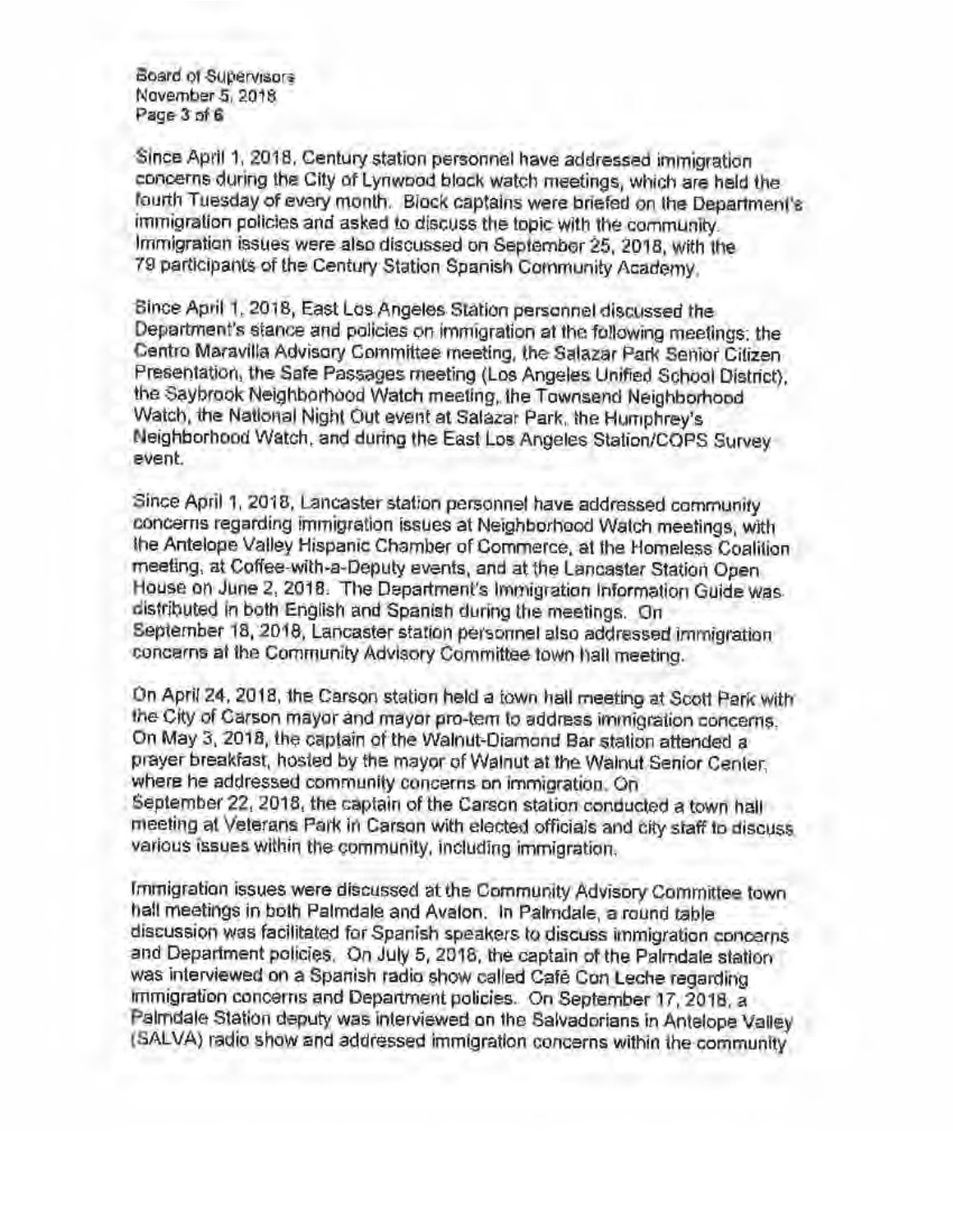Since April 1, 2018, Century station personnel have addressed immigration concerns during the City of Lynwood block watch meetings, which are held the fourth Tuesday of every month. Block captains were briefed on the Department's immigration policies and asked to discuss the topic with the community. Immigration issues were also discussed on September 25, 2018, with the 79 participants of the Century Station Spanish Community Academy.

Since April 1, 2018, East Los Angeles Station personnel discussed the Department's stance and policies on immigration at the following meetings: the Centro Maravilla Advisory Committee meeting, the Salazar Park Senior Citizen Presentation, the Safe Passages meeting (Los Angeles Unified School District), the Saybrook Neighborhood Watch meeting, the Townsend Neighborhood Watch, the National Night Out event at Salazar Park, the Humphrey's Neighborhood Watch, and during the East Los Angeles Station/COPS Survey event.

Since April 1, 2018, Lancaster station personnel have addressed community concerns regarding immigration issues at Neighborhood Watch meetings, with the Antelope Valley Hispanic Chamber of Commerce, at the Homeless Coalition meeting, at Coffee-with-a-Deputy events, and at the Lancaster Station Open House on June 2, 2018. The Department's Immigration Information Guide was distributed in both English and Spanish during the meetings. On September 18, 2018, Lancaster station personnel also addressed immigration concerns at the Community Advisory Committee town hall meeting.

On April 24, 2018, the Carson station held a town hall meeting at Scott Park with the City of Carson mayor and mayor pro-tem to address immigration concerns. On May 3, 2018, the captain of the Walnut-Diamond Bar station attended a prayer breakfast, hosted by the mayor of Walnut at the Walnut Senior Center, where he addressed community concerns on immigration. On September 22, 2018, the captain of the Carson station conducted a town hall meeting at Veterans Park in Carson with elected officials and city staff to discuss various issues within the community, including immigration.

Immigration issues were discussed at the Community Advisory Committee town hall meetings in both Palmdale and Avalon. In Palmdale, a round table discussion was facilitated for Spanish speakers to discuss immigration concerns and Department policies. On July 5, 2018, the captain of the Palmdale station was interviewed on a Spanish radio show called Café Con Leche regarding immigration concerns and Department policies. On September 17, 2018, a Palmdale Station deputy was interviewed on the Salvadorians in Antelope Valley (SALVA) radio show and addressed immigration concerns within the community.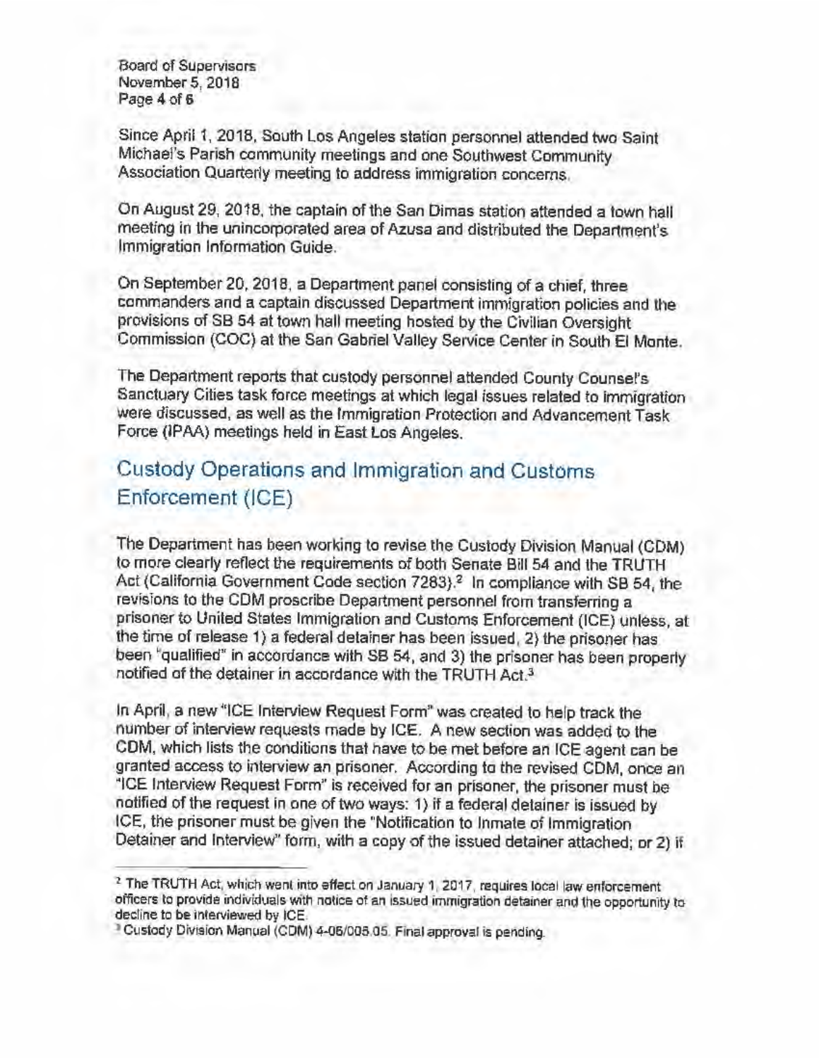Since April 1, 2018, South Los Angeles station personnel attended two Saint Michael's Parish community meetings and one Southwest Community Association Quarterly meeting to address immigration concerns.

On August 29, 2018, the captain of the San Dimas station attended a town hall meeting in the unincorporated area of Azusa and distributed the Department's Immigration Information Guide.

On September 20, 2018, a Department panel consisting of a chief, three commanders and a captain discussed Department immigration policies and the provisions of SB 54 at town hall meeting hosted by the Civilian Oversight Commission (COC) at the San Gabriel Valley Service Center in South El Monte.

The Department reports that custody personnel attended County Counsel's Sanctuary Cities task force meetings at which legal issues related to immigration were discussed, as well as the Immigration Protection and Advancement Task Force (IPAA) meetings held in East Los Angeles.

## Custody Operations and Immigration and Customs Enforcement (ICE)

The Department has been working to revise the Custody Division Manual (CDM) to more clearly reflect the requirements of both Senate Bill 54 and the TRUTH Act (California Government Code section 7283).[2] In compliance with SB 54, the revisions to the CDM proscribe Department personnel from transferring a prisoner to United States Immigration and Customs Enforcement (ICE) unless, at the time of release 1) a federal detainer has been issued, 2) the prisoner has been "qualified" in accordance with SB 54, and 3) the prisoner has been properly notified of the detainer in accordance with the TRUTH Act.[3]

In April, a new "ICE Interview Request Form" was created to help track the number of interview requests made by ICE. A new section was added to the CDM, which lists the conditions that have to be met before an ICE agent can be granted access to interview an prisoner. According to the revised CDM, once an "ICE Interview Request Form" is received for an prisoner, the prisoner must be notified of the request in one of two ways: 1) if a federal detainer is issued by ICE, the prisoner must be given the "Notification to Inmate of Immigration Detainer and Interview" form, with a copy of the issued detainer attached; or 2) if

---

[2] The TRUTH Act, which went into effect on January 1, 2017, requires local law enforcement officers to provide individuals with notice of an issued immigration detainer and the opportunity to decline to be interviewed by ICE.

[3] Custody Division Manual (CDM) 4-06/005.05. Final approval is pending.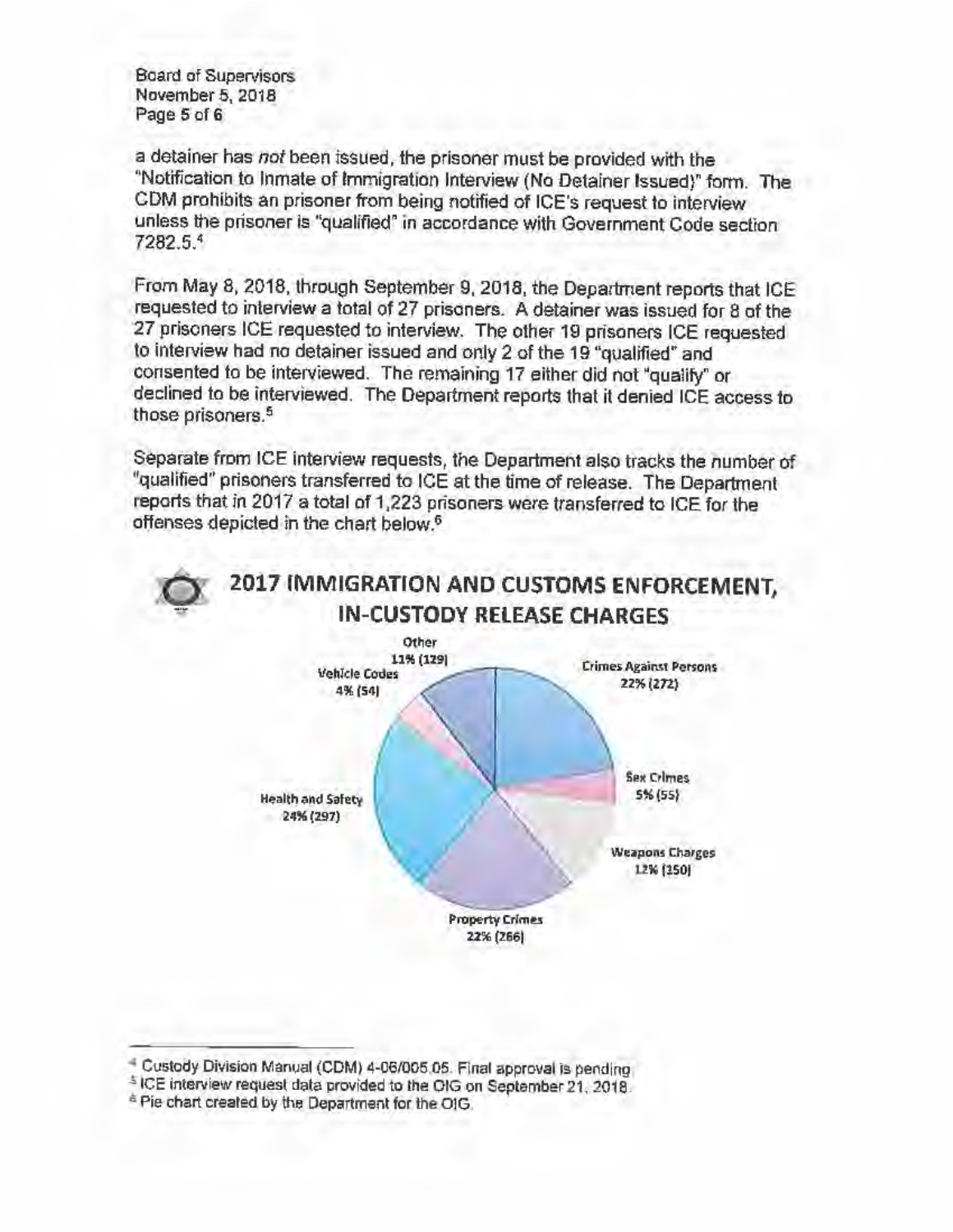a detainer has *not* been issued, the prisoner must be provided with the "Notification to Inmate of Immigration Interview (No Detainer Issued)" form. The CDM prohibits an prisoner from being notified of ICE's request to interview unless the prisoner is "qualified" in accordance with Government Code section 7282.5.[4]

From May 8, 2018, through September 9, 2018, the Department reports that ICE requested to interview a total of 27 prisoners. A detainer was issued for 8 of the 27 prisoners ICE requested to interview. The other 19 prisoners ICE requested to interview had no detainer issued and only 2 of the 19 "qualified" and consented to be interviewed. The remaining 17 either did not "qualify" or declined to be interviewed. The Department reports that it denied ICE access to those prisoners.[5]

Separate from ICE interview requests, the Department also tracks the number of "qualified" prisoners transferred to ICE at the time of release. The Department reports that in 2017 a total of 1,223 prisoners were transferred to ICE for the offenses depicted in the chart below.[6]

## 2017 IMMIGRATION AND CUSTOMS ENFORCEMENT, IN-CUSTODY RELEASE CHARGES

| Charge | Percent | Count |
|---|---|---|
| Crimes Against Persons | 22% | 272 |
| Sex Crimes | 5% | 55 |
| Weapons Charges | 12% | 150 |
| Property Crimes | 22% | 266 |
| Health and Safety | 24% | 297 |
| Vehicle Codes | 4% | 54 |
| Other | 11% | 129 |

---

[4] Custody Division Manual (CDM) 4-06/005.05. Final approval is pending.

[5] ICE interview request data provided to the OIG on September 21, 2018.

[6] Pie chart created by the Department for the OIG.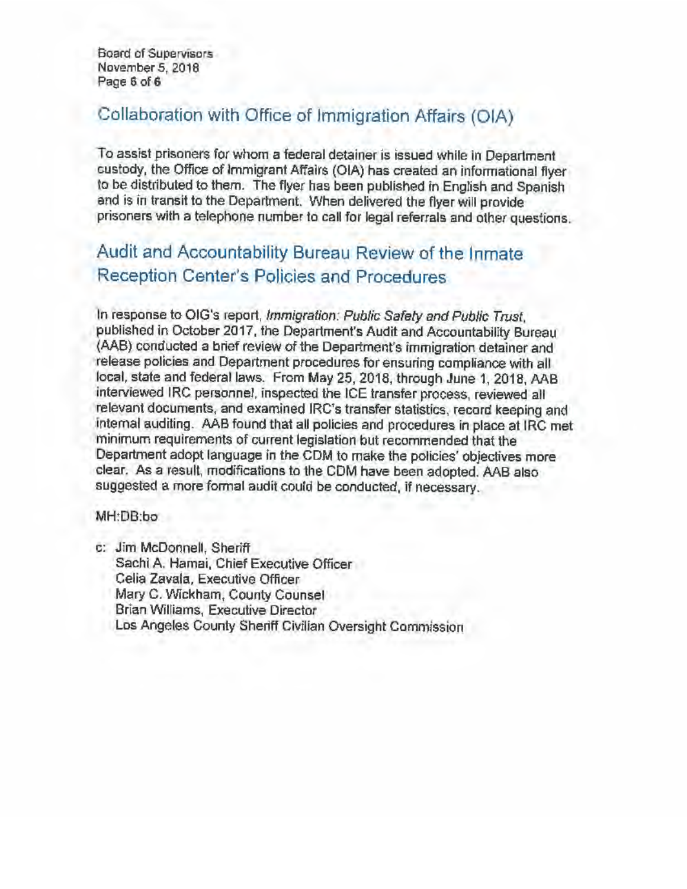## Collaboration with Office of Immigration Affairs (OIA)

To assist prisoners for whom a federal detainer is issued while in Department custody, the Office of Immigrant Affairs (OIA) has created an informational flyer to be distributed to them. The flyer has been published in English and Spanish and is in transit to the Department. When delivered the flyer will provide prisoners with a telephone number to call for legal referrals and other questions.

## Audit and Accountability Bureau Review of the Inmate Reception Center's Policies and Procedures

In response to OIG's report, *Immigration: Public Safety and Public Trust*, published in October 2017, the Department's Audit and Accountability Bureau (AAB) conducted a brief review of the Department's immigration detainer and release policies and Department procedures for ensuring compliance with all local, state and federal laws. From May 25, 2018, through June 1, 2018, AAB interviewed IRC personnel, inspected the ICE transfer process, reviewed all relevant documents, and examined IRC's transfer statistics, record keeping and internal auditing. AAB found that all policies and procedures in place at IRC met minimum requirements of current legislation but recommended that the Department adopt language in the CDM to make the policies' objectives more clear. As a result, modifications to the CDM have been adopted. AAB also suggested a more formal audit could be conducted, if necessary.

MH:DB:bo

c: Jim McDonnell, Sheriff
Sachi A. Hamai, Chief Executive Officer
Celia Zavala, Executive Officer
Mary C. Wickham, County Counsel
Brian Williams, Executive Director
Los Angeles County Sheriff Civilian Oversight Commission